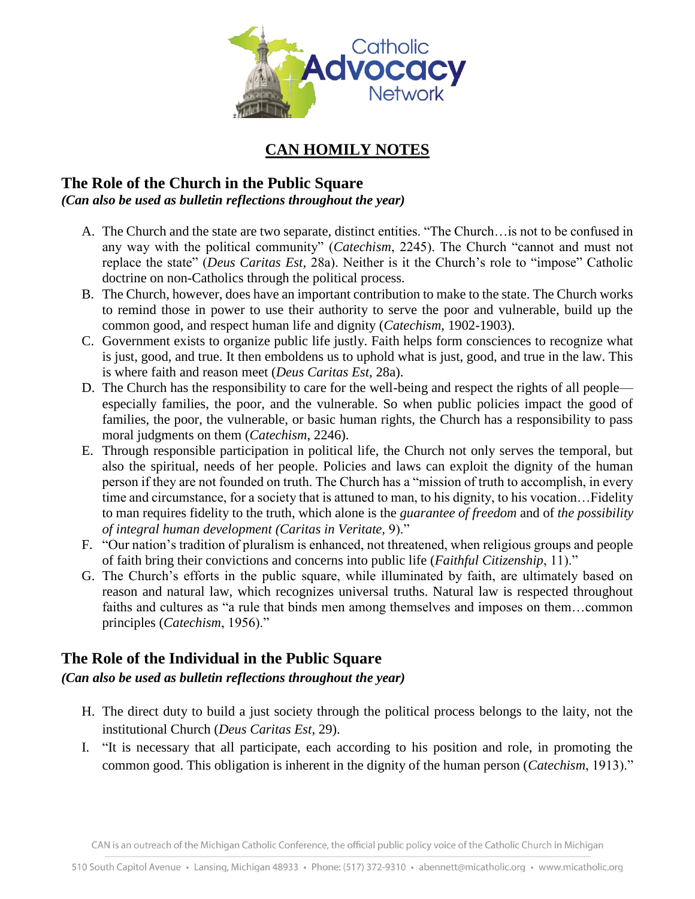# CAN HOMILY NOTES

## The Role of the Church in the Public Square

***(Can also be used as bulletin reflections throughout the year)***

A. The Church and the state are two separate, distinct entities. "The Church…is not to be confused in any way with the political community" (*Catechism*, 2245). The Church "cannot and must not replace the state" (*Deus Caritas Est*, 28a). Neither is it the Church's role to "impose" Catholic doctrine on non-Catholics through the political process.

B. The Church, however, does have an important contribution to make to the state. The Church works to remind those in power to use their authority to serve the poor and vulnerable, build up the common good, and respect human life and dignity (*Catechism*, 1902-1903).

C. Government exists to organize public life justly. Faith helps form consciences to recognize what is just, good, and true. It then emboldens us to uphold what is just, good, and true in the law. This is where faith and reason meet (*Deus Caritas Est*, 28a).

D. The Church has the responsibility to care for the well-being and respect the rights of all people—especially families, the poor, and the vulnerable. So when public policies impact the good of families, the poor, the vulnerable, or basic human rights, the Church has a responsibility to pass moral judgments on them (*Catechism*, 2246).

E. Through responsible participation in political life, the Church not only serves the temporal, but also the spiritual, needs of her people. Policies and laws can exploit the dignity of the human person if they are not founded on truth. The Church has a "mission of truth to accomplish, in every time and circumstance, for a society that is attuned to man, to his dignity, to his vocation…Fidelity to man requires fidelity to the truth, which alone is the *guarantee of freedom* and of *the possibility of integral human development (Caritas in Veritate,* 9)."

F. "Our nation's tradition of pluralism is enhanced, not threatened, when religious groups and people of faith bring their convictions and concerns into public life (*Faithful Citizenship*, 11)."

G. The Church's efforts in the public square, while illuminated by faith, are ultimately based on reason and natural law, which recognizes universal truths. Natural law is respected throughout faiths and cultures as "a rule that binds men among themselves and imposes on them…common principles (*Catechism*, 1956)."

## The Role of the Individual in the Public Square

***(Can also be used as bulletin reflections throughout the year)***

H. The direct duty to build a just society through the political process belongs to the laity, not the institutional Church (*Deus Caritas Est*, 29).

I. "It is necessary that all participate, each according to his position and role, in promoting the common good. This obligation is inherent in the dignity of the human person (*Catechism*, 1913)."

CAN is an outreach of the Michigan Catholic Conference, the official public policy voice of the Catholic Church in Michigan

510 South Capitol Avenue • Lansing, Michigan 48933 • Phone: (517) 372-9310 • abennett@micatholic.org • www.micatholic.org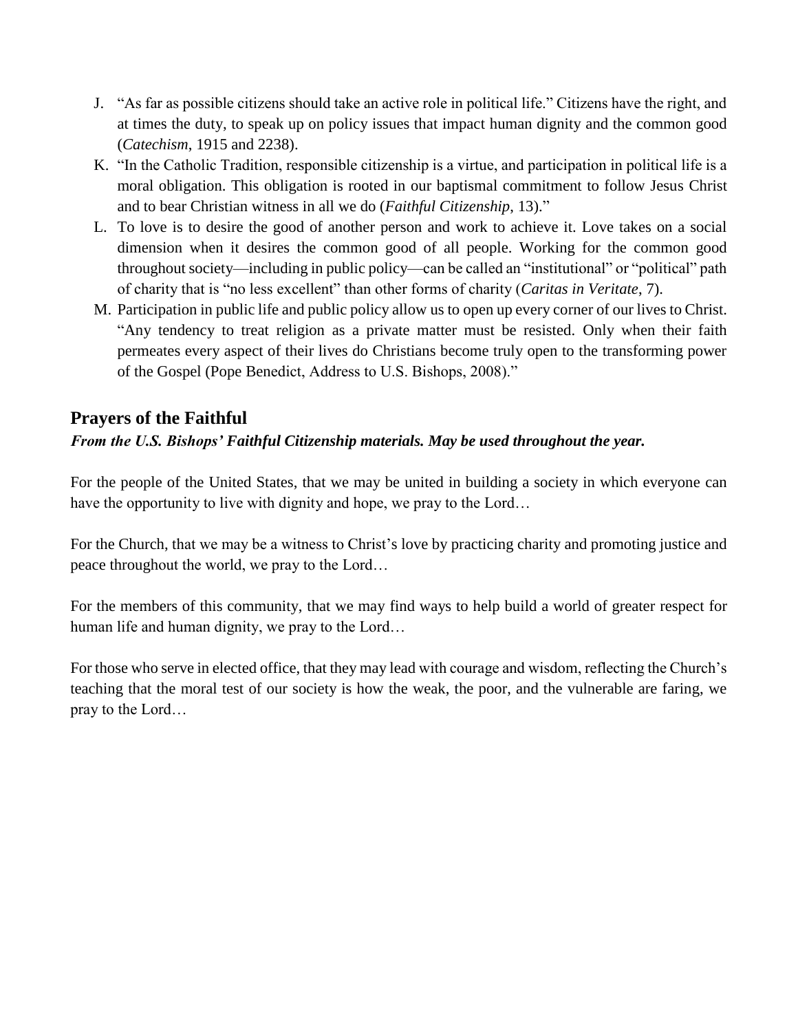J. "As far as possible citizens should take an active role in political life." Citizens have the right, and at times the duty, to speak up on policy issues that impact human dignity and the common good (*Catechism*, 1915 and 2238).
K. "In the Catholic Tradition, responsible citizenship is a virtue, and participation in political life is a moral obligation. This obligation is rooted in our baptismal commitment to follow Jesus Christ and to bear Christian witness in all we do (*Faithful Citizenship*, 13)."
L. To love is to desire the good of another person and work to achieve it. Love takes on a social dimension when it desires the common good of all people. Working for the common good throughout society—including in public policy—can be called an "institutional" or "political" path of charity that is "no less excellent" than other forms of charity (*Caritas in Veritate*, 7).
M. Participation in public life and public policy allow us to open up every corner of our lives to Christ. "Any tendency to treat religion as a private matter must be resisted. Only when their faith permeates every aspect of their lives do Christians become truly open to the transforming power of the Gospel (Pope Benedict, Address to U.S. Bishops, 2008)."

## Prayers of the Faithful

***From the U.S. Bishops' Faithful Citizenship materials. May be used throughout the year.***

For the people of the United States, that we may be united in building a society in which everyone can have the opportunity to live with dignity and hope, we pray to the Lord…

For the Church, that we may be a witness to Christ's love by practicing charity and promoting justice and peace throughout the world, we pray to the Lord…

For the members of this community, that we may find ways to help build a world of greater respect for human life and human dignity, we pray to the Lord…

For those who serve in elected office, that they may lead with courage and wisdom, reflecting the Church's teaching that the moral test of our society is how the weak, the poor, and the vulnerable are faring, we pray to the Lord…